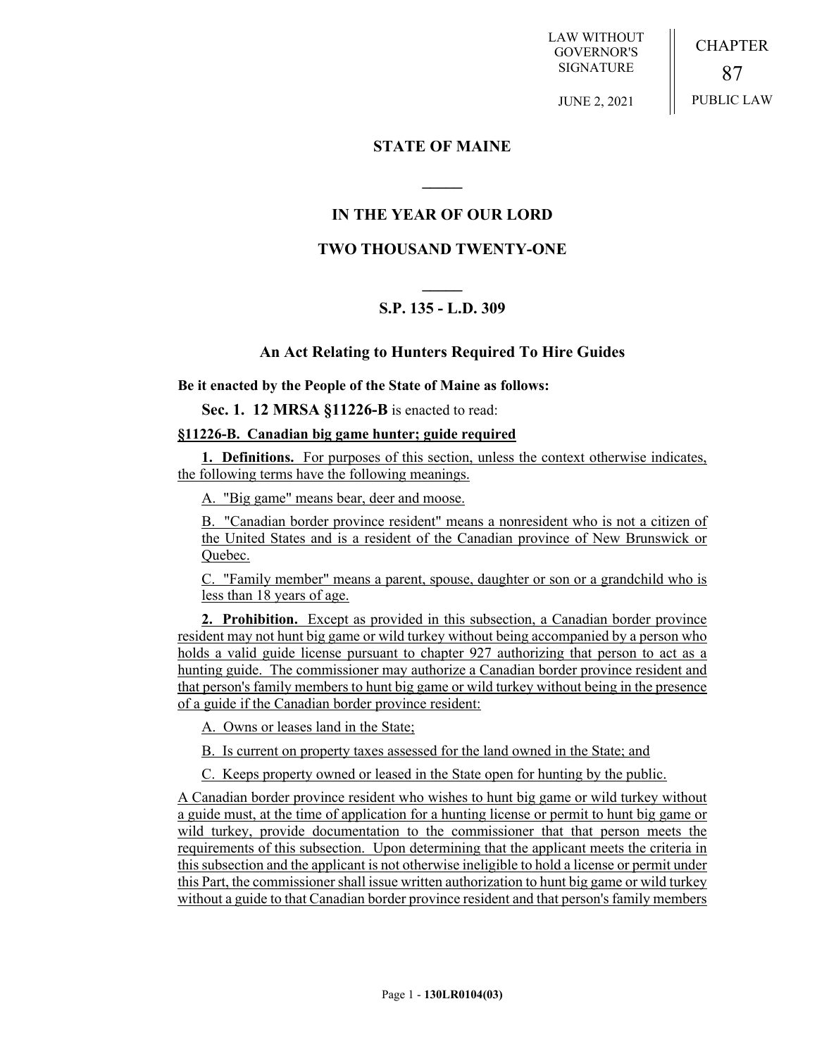LAW WITHOUT GOVERNOR'S SIGNATURE

JUNE 2, 2021

CHAPTER 87

PUBLIC LAW

## STATE OF MAINE

## IN THE YEAR OF OUR LORD

## TWO THOUSAND TWENTY-ONE

## S.P. 135 - L.D. 309

## An Act Relating to Hunters Required To Hire Guides

**Be it enacted by the People of the State of Maine as follows:**

**Sec. 1. 12 MRSA §11226-B** is enacted to read:

**§11226-B. Canadian big game hunter; guide required**

**1. Definitions.** For purposes of this section, unless the context otherwise indicates, the following terms have the following meanings.

A. "Big game" means bear, deer and moose.

B. "Canadian border province resident" means a nonresident who is not a citizen of the United States and is a resident of the Canadian province of New Brunswick or Quebec.

C. "Family member" means a parent, spouse, daughter or son or a grandchild who is less than 18 years of age.

**2. Prohibition.** Except as provided in this subsection, a Canadian border province resident may not hunt big game or wild turkey without being accompanied by a person who holds a valid guide license pursuant to chapter 927 authorizing that person to act as a hunting guide. The commissioner may authorize a Canadian border province resident and that person's family members to hunt big game or wild turkey without being in the presence of a guide if the Canadian border province resident:

A. Owns or leases land in the State;

B. Is current on property taxes assessed for the land owned in the State; and

C. Keeps property owned or leased in the State open for hunting by the public.

A Canadian border province resident who wishes to hunt big game or wild turkey without a guide must, at the time of application for a hunting license or permit to hunt big game or wild turkey, provide documentation to the commissioner that that person meets the requirements of this subsection. Upon determining that the applicant meets the criteria in this subsection and the applicant is not otherwise ineligible to hold a license or permit under this Part, the commissioner shall issue written authorization to hunt big game or wild turkey without a guide to that Canadian border province resident and that person's family members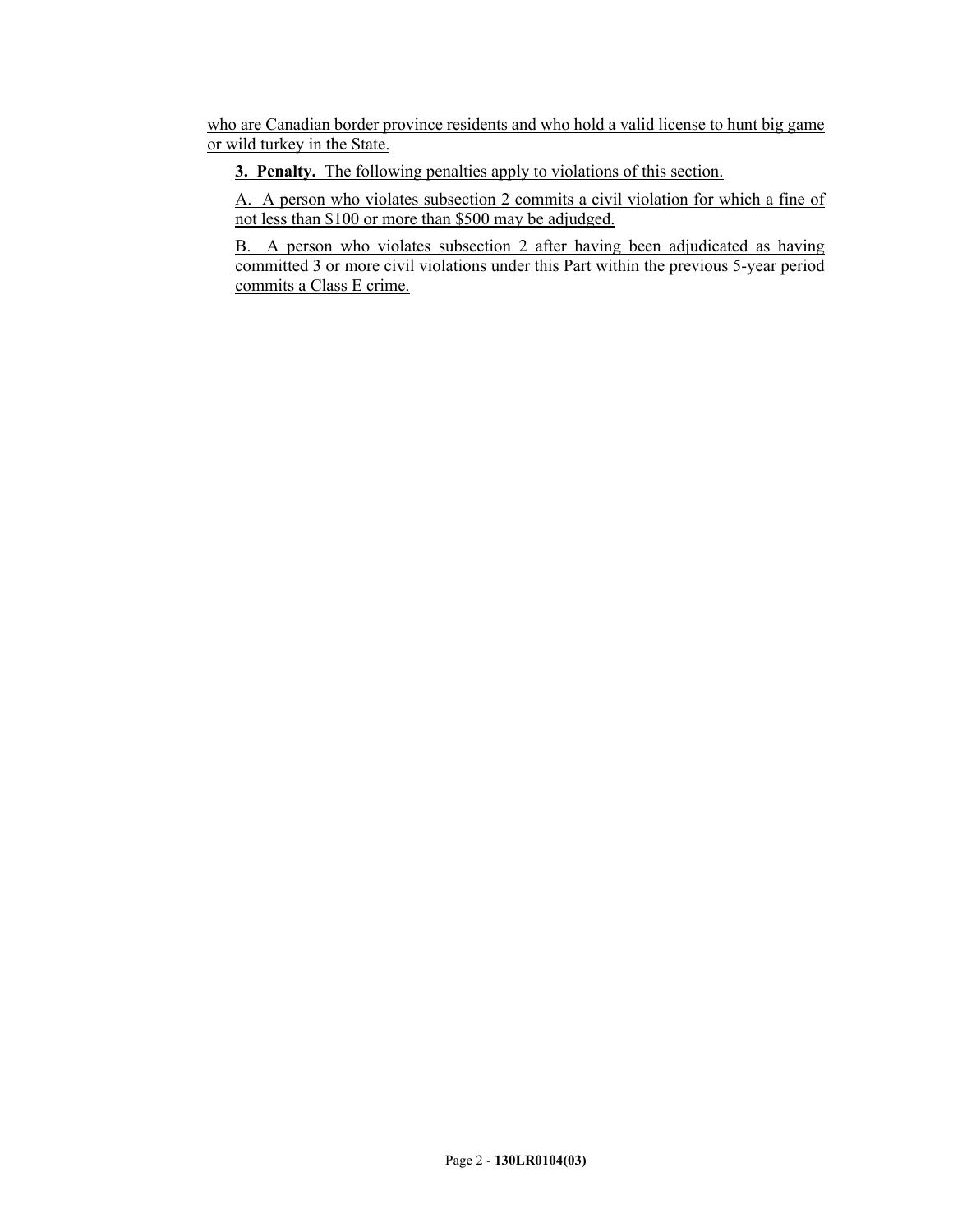who are Canadian border province residents and who hold a valid license to hunt big game or wild turkey in the State.

**3. Penalty.** The following penalties apply to violations of this section.

A. A person who violates subsection 2 commits a civil violation for which a fine of not less than $100 or more than $500 may be adjudged.

B. A person who violates subsection 2 after having been adjudicated as having committed 3 or more civil violations under this Part within the previous 5-year period commits a Class E crime.